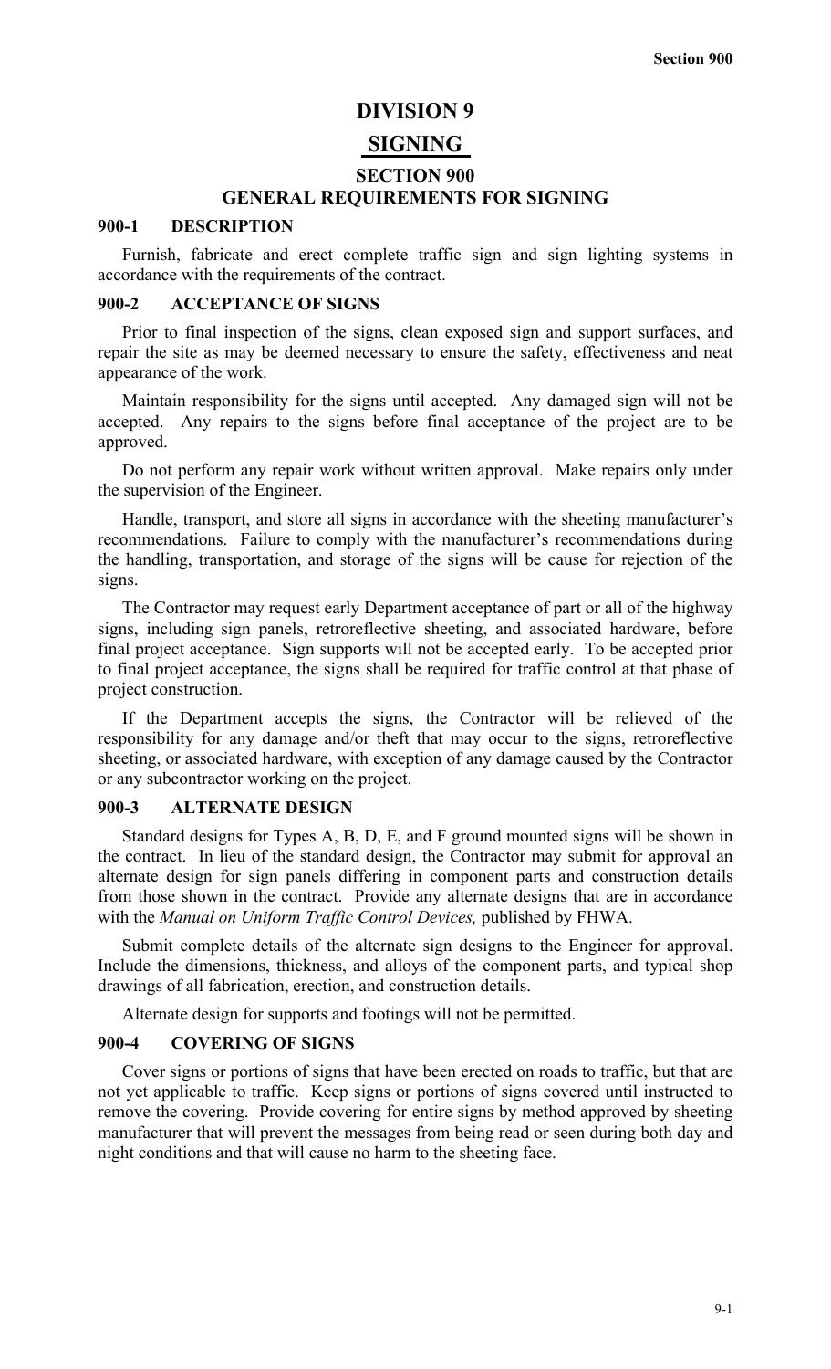# DIVISION 9

# SIGNING

## SECTION 900
## GENERAL REQUIREMENTS FOR SIGNING

### 900-1 DESCRIPTION

Furnish, fabricate and erect complete traffic sign and sign lighting systems in accordance with the requirements of the contract.

### 900-2 ACCEPTANCE OF SIGNS

Prior to final inspection of the signs, clean exposed sign and support surfaces, and repair the site as may be deemed necessary to ensure the safety, effectiveness and neat appearance of the work.

Maintain responsibility for the signs until accepted. Any damaged sign will not be accepted. Any repairs to the signs before final acceptance of the project are to be approved.

Do not perform any repair work without written approval. Make repairs only under the supervision of the Engineer.

Handle, transport, and store all signs in accordance with the sheeting manufacturer's recommendations. Failure to comply with the manufacturer's recommendations during the handling, transportation, and storage of the signs will be cause for rejection of the signs.

The Contractor may request early Department acceptance of part or all of the highway signs, including sign panels, retroreflective sheeting, and associated hardware, before final project acceptance. Sign supports will not be accepted early. To be accepted prior to final project acceptance, the signs shall be required for traffic control at that phase of project construction.

If the Department accepts the signs, the Contractor will be relieved of the responsibility for any damage and/or theft that may occur to the signs, retroreflective sheeting, or associated hardware, with exception of any damage caused by the Contractor or any subcontractor working on the project.

### 900-3 ALTERNATE DESIGN

Standard designs for Types A, B, D, E, and F ground mounted signs will be shown in the contract. In lieu of the standard design, the Contractor may submit for approval an alternate design for sign panels differing in component parts and construction details from those shown in the contract. Provide any alternate designs that are in accordance with the *Manual on Uniform Traffic Control Devices,* published by FHWA.

Submit complete details of the alternate sign designs to the Engineer for approval. Include the dimensions, thickness, and alloys of the component parts, and typical shop drawings of all fabrication, erection, and construction details.

Alternate design for supports and footings will not be permitted.

### 900-4 COVERING OF SIGNS

Cover signs or portions of signs that have been erected on roads to traffic, but that are not yet applicable to traffic. Keep signs or portions of signs covered until instructed to remove the covering. Provide covering for entire signs by method approved by sheeting manufacturer that will prevent the messages from being read or seen during both day and night conditions and that will cause no harm to the sheeting face.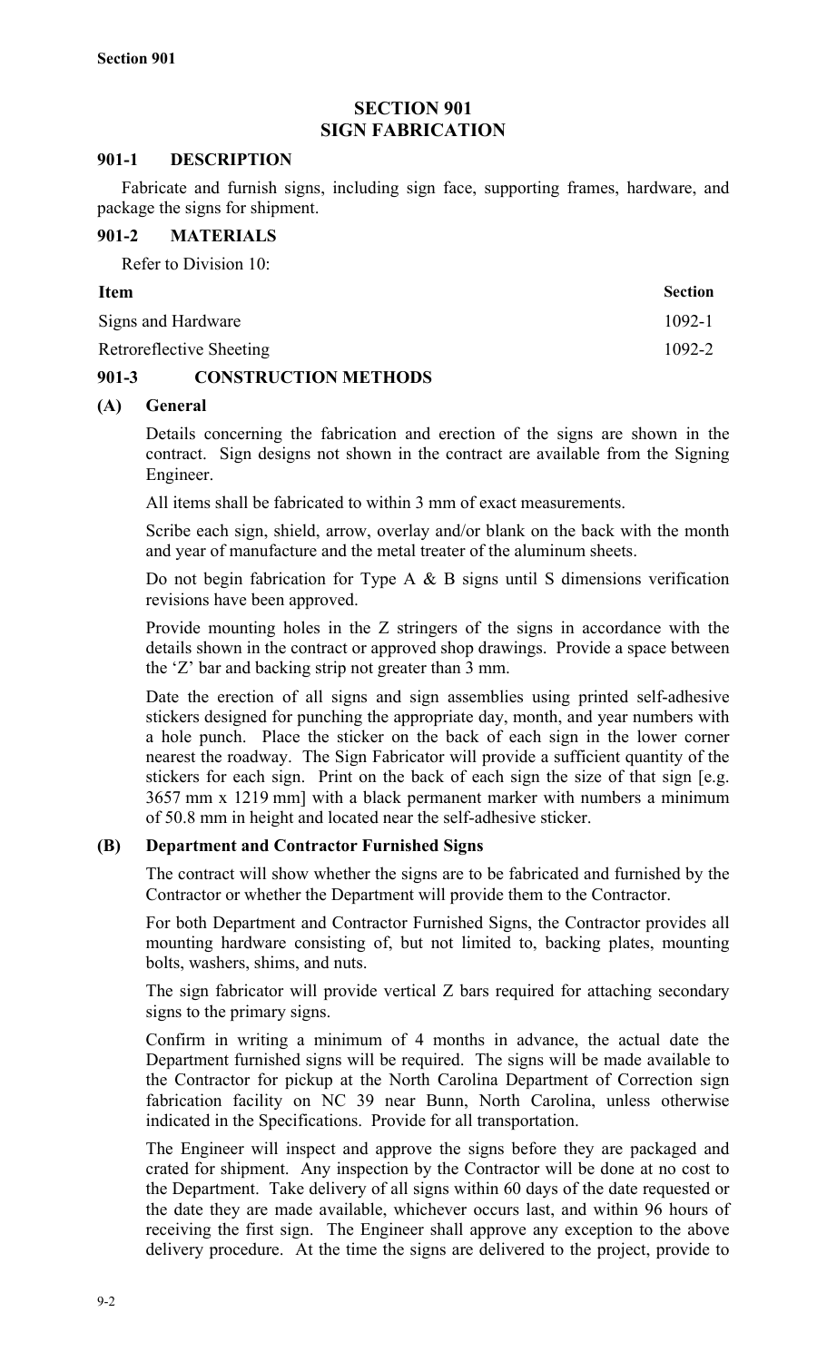# SECTION 901
# SIGN FABRICATION

## 901-1 DESCRIPTION

Fabricate and furnish signs, including sign face, supporting frames, hardware, and package the signs for shipment.

## 901-2 MATERIALS

Refer to Division 10:

| Item | Section |
| --- | --- |
| Signs and Hardware | 1092-1 |
| Retroreflective Sheeting | 1092-2 |

## 901-3 CONSTRUCTION METHODS

### (A) General

Details concerning the fabrication and erection of the signs are shown in the contract. Sign designs not shown in the contract are available from the Signing Engineer.

All items shall be fabricated to within 3 mm of exact measurements.

Scribe each sign, shield, arrow, overlay and/or blank on the back with the month and year of manufacture and the metal treater of the aluminum sheets.

Do not begin fabrication for Type A & B signs until S dimensions verification revisions have been approved.

Provide mounting holes in the Z stringers of the signs in accordance with the details shown in the contract or approved shop drawings. Provide a space between the 'Z' bar and backing strip not greater than 3 mm.

Date the erection of all signs and sign assemblies using printed self-adhesive stickers designed for punching the appropriate day, month, and year numbers with a hole punch. Place the sticker on the back of each sign in the lower corner nearest the roadway. The Sign Fabricator will provide a sufficient quantity of the stickers for each sign. Print on the back of each sign the size of that sign [e.g. 3657 mm x 1219 mm] with a black permanent marker with numbers a minimum of 50.8 mm in height and located near the self-adhesive sticker.

### (B) Department and Contractor Furnished Signs

The contract will show whether the signs are to be fabricated and furnished by the Contractor or whether the Department will provide them to the Contractor.

For both Department and Contractor Furnished Signs, the Contractor provides all mounting hardware consisting of, but not limited to, backing plates, mounting bolts, washers, shims, and nuts.

The sign fabricator will provide vertical Z bars required for attaching secondary signs to the primary signs.

Confirm in writing a minimum of 4 months in advance, the actual date the Department furnished signs will be required. The signs will be made available to the Contractor for pickup at the North Carolina Department of Correction sign fabrication facility on NC 39 near Bunn, North Carolina, unless otherwise indicated in the Specifications. Provide for all transportation.

The Engineer will inspect and approve the signs before they are packaged and crated for shipment. Any inspection by the Contractor will be done at no cost to the Department. Take delivery of all signs within 60 days of the date requested or the date they are made available, whichever occurs last, and within 96 hours of receiving the first sign. The Engineer shall approve any exception to the above delivery procedure. At the time the signs are delivered to the project, provide to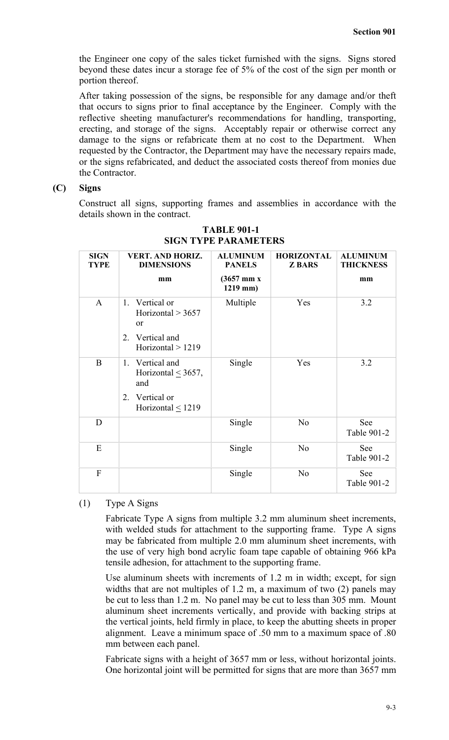the Engineer one copy of the sales ticket furnished with the signs. Signs stored beyond these dates incur a storage fee of 5% of the cost of the sign per month or portion thereof.

After taking possession of the signs, be responsible for any damage and/or theft that occurs to signs prior to final acceptance by the Engineer. Comply with the reflective sheeting manufacturer's recommendations for handling, transporting, erecting, and storage of the signs. Acceptably repair or otherwise correct any damage to the signs or refabricate them at no cost to the Department. When requested by the Contractor, the Department may have the necessary repairs made, or the signs refabricated, and deduct the associated costs thereof from monies due the Contractor.

**(C) Signs**

Construct all signs, supporting frames and assemblies in accordance with the details shown in the contract.

**TABLE 901-1**
**SIGN TYPE PARAMETERS**

| SIGN TYPE | VERT. AND HORIZ. DIMENSIONS mm | ALUMINUM PANELS (3657 mm x 1219 mm) | HORIZONTAL Z BARS | ALUMINUM THICKNESS mm |
|---|---|---|---|---|
| A | 1. Vertical or Horizontal > 3657 or 2. Vertical and Horizontal > 1219 | Multiple | Yes | 3.2 |
| B | 1. Vertical and Horizontal ≤ 3657, and 2. Vertical or Horizontal ≤ 1219 | Single | Yes | 3.2 |
| D | | Single | No | See Table 901-2 |
| E | | Single | No | See Table 901-2 |
| F | | Single | No | See Table 901-2 |

(1) Type A Signs

Fabricate Type A signs from multiple 3.2 mm aluminum sheet increments, with welded studs for attachment to the supporting frame. Type A signs may be fabricated from multiple 2.0 mm aluminum sheet increments, with the use of very high bond acrylic foam tape capable of obtaining 966 kPa tensile adhesion, for attachment to the supporting frame.

Use aluminum sheets with increments of 1.2 m in width; except, for sign widths that are not multiples of 1.2 m, a maximum of two (2) panels may be cut to less than 1.2 m. No panel may be cut to less than 305 mm. Mount aluminum sheet increments vertically, and provide with backing strips at the vertical joints, held firmly in place, to keep the abutting sheets in proper alignment. Leave a minimum space of .50 mm to a maximum space of .80 mm between each panel.

Fabricate signs with a height of 3657 mm or less, without horizontal joints. One horizontal joint will be permitted for signs that are more than 3657 mm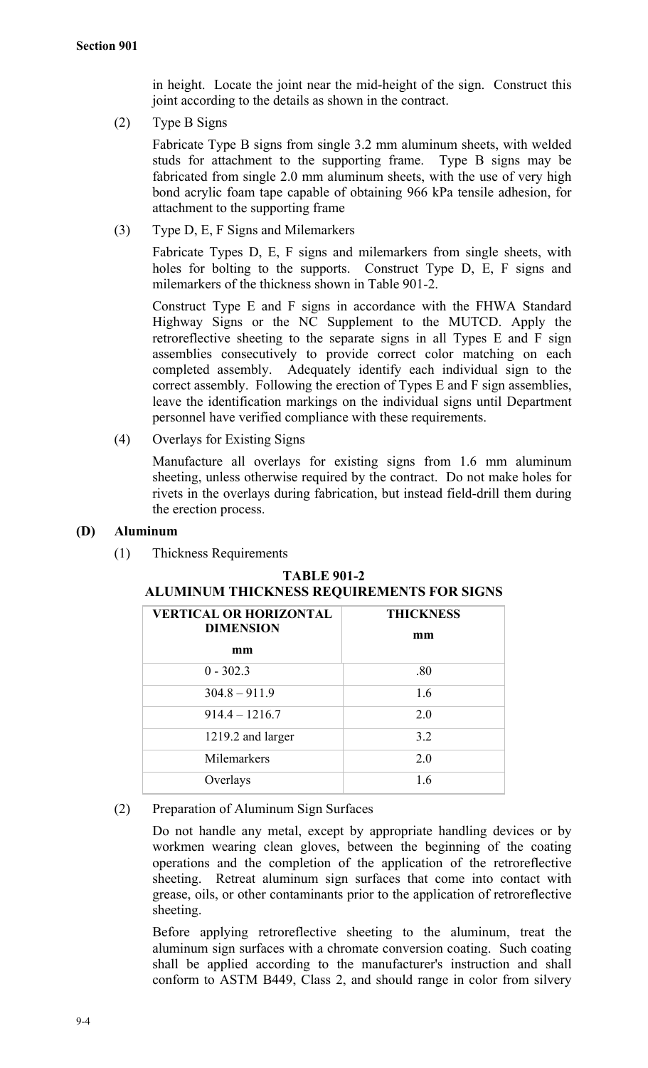in height. Locate the joint near the mid-height of the sign. Construct this joint according to the details as shown in the contract.

(2) Type B Signs

Fabricate Type B signs from single 3.2 mm aluminum sheets, with welded studs for attachment to the supporting frame. Type B signs may be fabricated from single 2.0 mm aluminum sheets, with the use of very high bond acrylic foam tape capable of obtaining 966 kPa tensile adhesion, for attachment to the supporting frame

(3) Type D, E, F Signs and Milemarkers

Fabricate Types D, E, F signs and milemarkers from single sheets, with holes for bolting to the supports. Construct Type D, E, F signs and milemarkers of the thickness shown in Table 901-2.

Construct Type E and F signs in accordance with the FHWA Standard Highway Signs or the NC Supplement to the MUTCD. Apply the retroreflective sheeting to the separate signs in all Types E and F sign assemblies consecutively to provide correct color matching on each completed assembly. Adequately identify each individual sign to the correct assembly. Following the erection of Types E and F sign assemblies, leave the identification markings on the individual signs until Department personnel have verified compliance with these requirements.

(4) Overlays for Existing Signs

Manufacture all overlays for existing signs from 1.6 mm aluminum sheeting, unless otherwise required by the contract. Do not make holes for rivets in the overlays during fabrication, but instead field-drill them during the erection process.

**(D) Aluminum**

(1) Thickness Requirements

**TABLE 901-2**
**ALUMINUM THICKNESS REQUIREMENTS FOR SIGNS**

| VERTICAL OR HORIZONTAL DIMENSION mm | THICKNESS mm |
|---|---|
| 0 - 302.3 | .80 |
| 304.8 – 911.9 | 1.6 |
| 914.4 – 1216.7 | 2.0 |
| 1219.2 and larger | 3.2 |
| Milemarkers | 2.0 |
| Overlays | 1.6 |

(2) Preparation of Aluminum Sign Surfaces

Do not handle any metal, except by appropriate handling devices or by workmen wearing clean gloves, between the beginning of the coating operations and the completion of the application of the retroreflective sheeting. Retreat aluminum sign surfaces that come into contact with grease, oils, or other contaminants prior to the application of retroreflective sheeting.

Before applying retroreflective sheeting to the aluminum, treat the aluminum sign surfaces with a chromate conversion coating. Such coating shall be applied according to the manufacturer's instruction and shall conform to ASTM B449, Class 2, and should range in color from silvery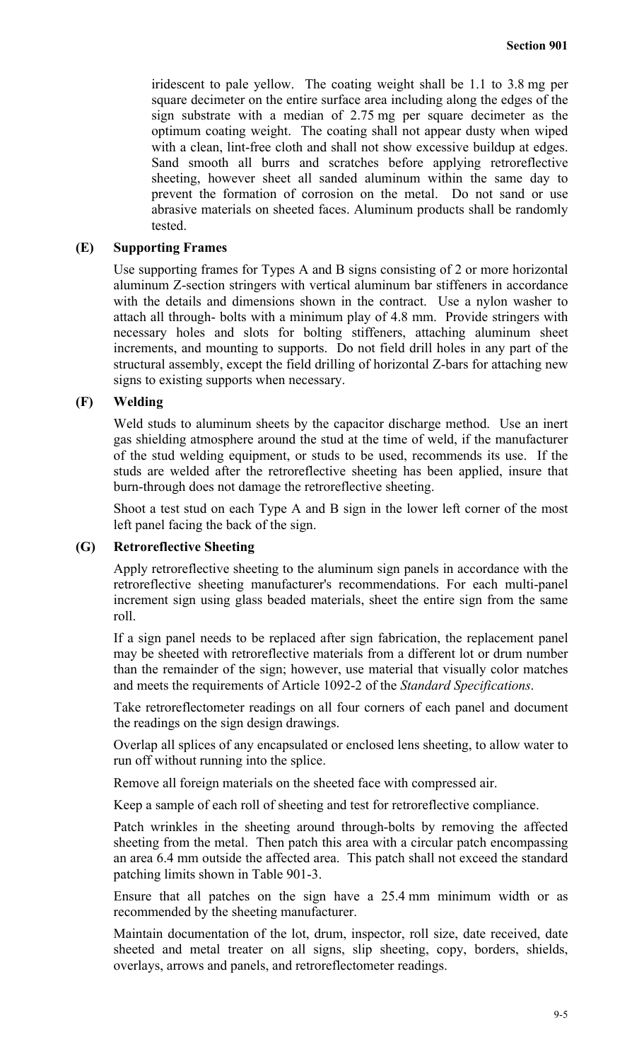iridescent to pale yellow. The coating weight shall be 1.1 to 3.8 mg per square decimeter on the entire surface area including along the edges of the sign substrate with a median of 2.75 mg per square decimeter as the optimum coating weight. The coating shall not appear dusty when wiped with a clean, lint-free cloth and shall not show excessive buildup at edges. Sand smooth all burrs and scratches before applying retroreflective sheeting, however sheet all sanded aluminum within the same day to prevent the formation of corrosion on the metal. Do not sand or use abrasive materials on sheeted faces. Aluminum products shall be randomly tested.

### (E) Supporting Frames

Use supporting frames for Types A and B signs consisting of 2 or more horizontal aluminum Z-section stringers with vertical aluminum bar stiffeners in accordance with the details and dimensions shown in the contract. Use a nylon washer to attach all through- bolts with a minimum play of 4.8 mm. Provide stringers with necessary holes and slots for bolting stiffeners, attaching aluminum sheet increments, and mounting to supports. Do not field drill holes in any part of the structural assembly, except the field drilling of horizontal Z-bars for attaching new signs to existing supports when necessary.

### (F) Welding

Weld studs to aluminum sheets by the capacitor discharge method. Use an inert gas shielding atmosphere around the stud at the time of weld, if the manufacturer of the stud welding equipment, or studs to be used, recommends its use. If the studs are welded after the retroreflective sheeting has been applied, insure that burn-through does not damage the retroreflective sheeting.

Shoot a test stud on each Type A and B sign in the lower left corner of the most left panel facing the back of the sign.

### (G) Retroreflective Sheeting

Apply retroreflective sheeting to the aluminum sign panels in accordance with the retroreflective sheeting manufacturer's recommendations. For each multi-panel increment sign using glass beaded materials, sheet the entire sign from the same roll.

If a sign panel needs to be replaced after sign fabrication, the replacement panel may be sheeted with retroreflective materials from a different lot or drum number than the remainder of the sign; however, use material that visually color matches and meets the requirements of Article 1092-2 of the *Standard Specifications*.

Take retroreflectometer readings on all four corners of each panel and document the readings on the sign design drawings.

Overlap all splices of any encapsulated or enclosed lens sheeting, to allow water to run off without running into the splice.

Remove all foreign materials on the sheeted face with compressed air.

Keep a sample of each roll of sheeting and test for retroreflective compliance.

Patch wrinkles in the sheeting around through-bolts by removing the affected sheeting from the metal. Then patch this area with a circular patch encompassing an area 6.4 mm outside the affected area. This patch shall not exceed the standard patching limits shown in Table 901-3.

Ensure that all patches on the sign have a 25.4 mm minimum width or as recommended by the sheeting manufacturer.

Maintain documentation of the lot, drum, inspector, roll size, date received, date sheeted and metal treater on all signs, slip sheeting, copy, borders, shields, overlays, arrows and panels, and retroreflectometer readings.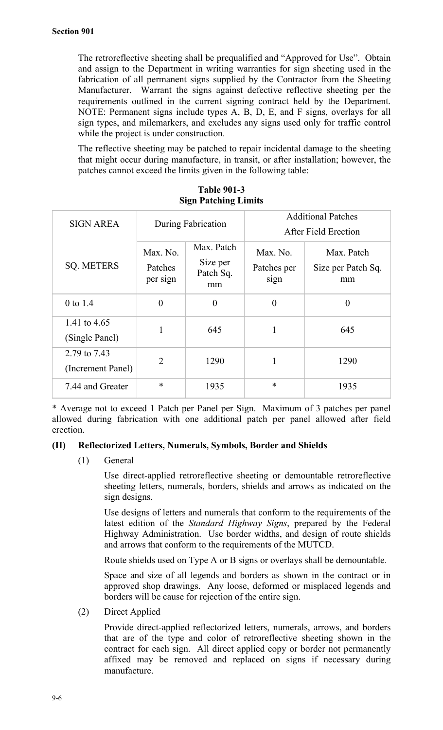The retroreflective sheeting shall be prequalified and "Approved for Use". Obtain and assign to the Department in writing warranties for sign sheeting used in the fabrication of all permanent signs supplied by the Contractor from the Sheeting Manufacturer. Warrant the signs against defective reflective sheeting per the requirements outlined in the current signing contract held by the Department. NOTE: Permanent signs include types A, B, D, E, and F signs, overlays for all sign types, and milemarkers, and excludes any signs used only for traffic control while the project is under construction.

The reflective sheeting may be patched to repair incidental damage to the sheeting that might occur during manufacture, in transit, or after installation; however, the patches cannot exceed the limits given in the following table:

**Table 901-3**
**Sign Patching Limits**

| SIGN AREA | During Fabrication | | Additional Patches After Field Erection | |
|---|---|---|---|---|
| SQ. METERS | Max. No. Patches per sign | Max. Patch Size per Patch Sq. mm | Max. No. Patches per sign | Max. Patch Size per Patch Sq. mm |
| 0 to 1.4 | 0 | 0 | 0 | 0 |
| 1.41 to 4.65 (Single Panel) | 1 | 645 | 1 | 645 |
| 2.79 to 7.43 (Increment Panel) | 2 | 1290 | 1 | 1290 |
| 7.44 and Greater | * | 1935 | * | 1935 |

* Average not to exceed 1 Patch per Panel per Sign. Maximum of 3 patches per panel allowed during fabrication with one additional patch per panel allowed after field erection.

### (H) Reflectorized Letters, Numerals, Symbols, Border and Shields

(1) General

Use direct-applied retroreflective sheeting or demountable retroreflective sheeting letters, numerals, borders, shields and arrows as indicated on the sign designs.

Use designs of letters and numerals that conform to the requirements of the latest edition of the *Standard Highway Signs*, prepared by the Federal Highway Administration. Use border widths, and design of route shields and arrows that conform to the requirements of the MUTCD.

Route shields used on Type A or B signs or overlays shall be demountable.

Space and size of all legends and borders as shown in the contract or in approved shop drawings. Any loose, deformed or misplaced legends and borders will be cause for rejection of the entire sign.

(2) Direct Applied

Provide direct-applied reflectorized letters, numerals, arrows, and borders that are of the type and color of retroreflective sheeting shown in the contract for each sign. All direct applied copy or border not permanently affixed may be removed and replaced on signs if necessary during manufacture.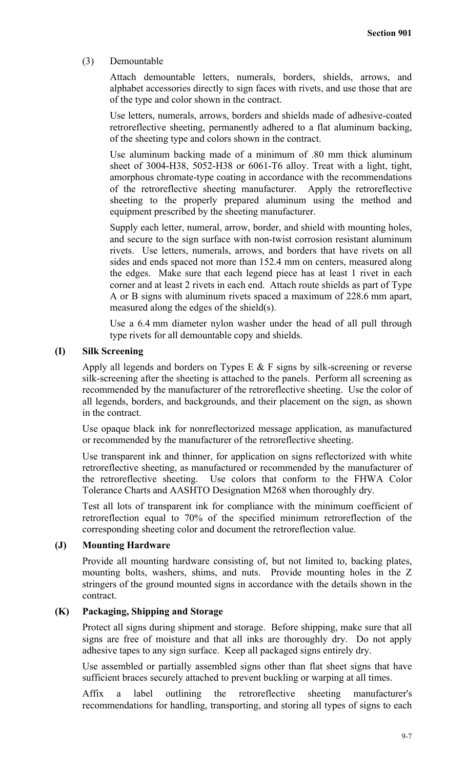(3) Demountable

Attach demountable letters, numerals, borders, shields, arrows, and alphabet accessories directly to sign faces with rivets, and use those that are of the type and color shown in the contract.

Use letters, numerals, arrows, borders and shields made of adhesive-coated retroreflective sheeting, permanently adhered to a flat aluminum backing, of the sheeting type and colors shown in the contract.

Use aluminum backing made of a minimum of .80 mm thick aluminum sheet of 3004-H38, 5052-H38 or 6061-T6 alloy. Treat with a light, tight, amorphous chromate-type coating in accordance with the recommendations of the retroreflective sheeting manufacturer. Apply the retroreflective sheeting to the properly prepared aluminum using the method and equipment prescribed by the sheeting manufacturer.

Supply each letter, numeral, arrow, border, and shield with mounting holes, and secure to the sign surface with non-twist corrosion resistant aluminum rivets. Use letters, numerals, arrows, and borders that have rivets on all sides and ends spaced not more than 152.4 mm on centers, measured along the edges. Make sure that each legend piece has at least 1 rivet in each corner and at least 2 rivets in each end. Attach route shields as part of Type A or B signs with aluminum rivets spaced a maximum of 228.6 mm apart, measured along the edges of the shield(s).

Use a 6.4 mm diameter nylon washer under the head of all pull through type rivets for all demountable copy and shields.

**(I) Silk Screening**

Apply all legends and borders on Types E & F signs by silk-screening or reverse silk-screening after the sheeting is attached to the panels. Perform all screening as recommended by the manufacturer of the retroreflective sheeting. Use the color of all legends, borders, and backgrounds, and their placement on the sign, as shown in the contract.

Use opaque black ink for nonreflectorized message application, as manufactured or recommended by the manufacturer of the retroreflective sheeting.

Use transparent ink and thinner, for application on signs reflectorized with white retroreflective sheeting, as manufactured or recommended by the manufacturer of the retroreflective sheeting. Use colors that conform to the FHWA Color Tolerance Charts and AASHTO Designation M268 when thoroughly dry.

Test all lots of transparent ink for compliance with the minimum coefficient of retroreflection equal to 70% of the specified minimum retroreflection of the corresponding sheeting color and document the retroreflection value.

**(J) Mounting Hardware**

Provide all mounting hardware consisting of, but not limited to, backing plates, mounting bolts, washers, shims, and nuts. Provide mounting holes in the Z stringers of the ground mounted signs in accordance with the details shown in the contract.

**(K) Packaging, Shipping and Storage**

Protect all signs during shipment and storage. Before shipping, make sure that all signs are free of moisture and that all inks are thoroughly dry. Do not apply adhesive tapes to any sign surface. Keep all packaged signs entirely dry.

Use assembled or partially assembled signs other than flat sheet signs that have sufficient braces securely attached to prevent buckling or warping at all times.

Affix a label outlining the retroreflective sheeting manufacturer's recommendations for handling, transporting, and storing all types of signs to each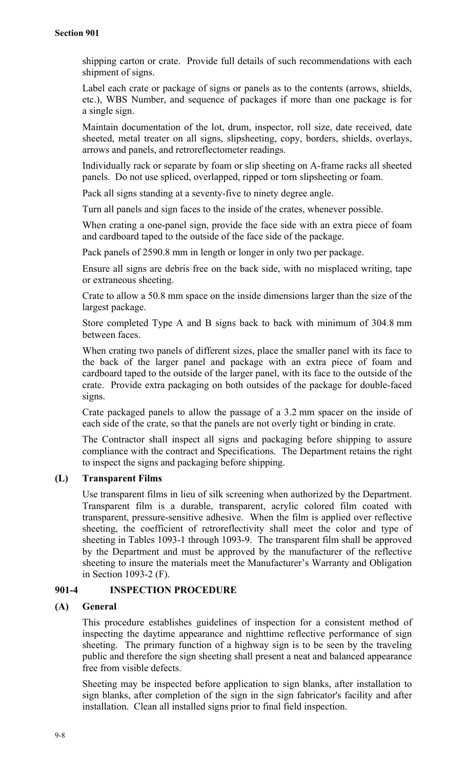shipping carton or crate. Provide full details of such recommendations with each shipment of signs.

Label each crate or package of signs or panels as to the contents (arrows, shields, etc.), WBS Number, and sequence of packages if more than one package is for a single sign.

Maintain documentation of the lot, drum, inspector, roll size, date received, date sheeted, metal treater on all signs, slipsheeting, copy, borders, shields, overlays, arrows and panels, and retroreflectometer readings.

Individually rack or separate by foam or slip sheeting on A-frame racks all sheeted panels. Do not use spliced, overlapped, ripped or torn slipsheeting or foam.

Pack all signs standing at a seventy-five to ninety degree angle.

Turn all panels and sign faces to the inside of the crates, whenever possible.

When crating a one-panel sign, provide the face side with an extra piece of foam and cardboard taped to the outside of the face side of the package.

Pack panels of 2590.8 mm in length or longer in only two per package.

Ensure all signs are debris free on the back side, with no misplaced writing, tape or extraneous sheeting.

Crate to allow a 50.8 mm space on the inside dimensions larger than the size of the largest package.

Store completed Type A and B signs back to back with minimum of 304.8 mm between faces.

When crating two panels of different sizes, place the smaller panel with its face to the back of the larger panel and package with an extra piece of foam and cardboard taped to the outside of the larger panel, with its face to the outside of the crate. Provide extra packaging on both outsides of the package for double-faced signs.

Crate packaged panels to allow the passage of a 3.2 mm spacer on the inside of each side of the crate, so that the panels are not overly tight or binding in crate.

The Contractor shall inspect all signs and packaging before shipping to assure compliance with the contract and Specifications. The Department retains the right to inspect the signs and packaging before shipping.

### (L) Transparent Films

Use transparent films in lieu of silk screening when authorized by the Department. Transparent film is a durable, transparent, acrylic colored film coated with transparent, pressure-sensitive adhesive. When the film is applied over reflective sheeting, the coefficient of retroreflectivity shall meet the color and type of sheeting in Tables 1093-1 through 1093-9. The transparent film shall be approved by the Department and must be approved by the manufacturer of the reflective sheeting to insure the materials meet the Manufacturer's Warranty and Obligation in Section 1093-2 (F).

## 901-4 INSPECTION PROCEDURE

### (A) General

This procedure establishes guidelines of inspection for a consistent method of inspecting the daytime appearance and nighttime reflective performance of sign sheeting. The primary function of a highway sign is to be seen by the traveling public and therefore the sign sheeting shall present a neat and balanced appearance free from visible defects.

Sheeting may be inspected before application to sign blanks, after installation to sign blanks, after completion of the sign in the sign fabricator's facility and after installation. Clean all installed signs prior to final field inspection.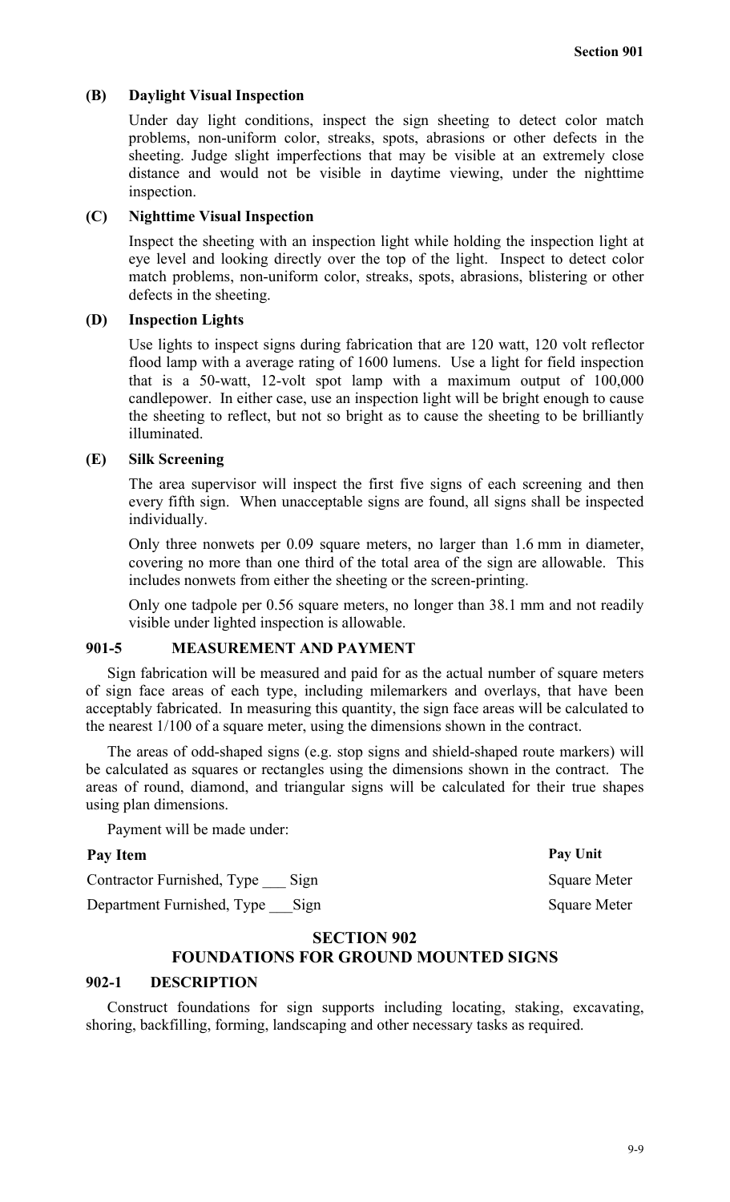### (B) Daylight Visual Inspection

Under day light conditions, inspect the sign sheeting to detect color match problems, non-uniform color, streaks, spots, abrasions or other defects in the sheeting. Judge slight imperfections that may be visible at an extremely close distance and would not be visible in daytime viewing, under the nighttime inspection.

### (C) Nighttime Visual Inspection

Inspect the sheeting with an inspection light while holding the inspection light at eye level and looking directly over the top of the light. Inspect to detect color match problems, non-uniform color, streaks, spots, abrasions, blistering or other defects in the sheeting.

### (D) Inspection Lights

Use lights to inspect signs during fabrication that are 120 watt, 120 volt reflector flood lamp with a average rating of 1600 lumens. Use a light for field inspection that is a 50-watt, 12-volt spot lamp with a maximum output of 100,000 candlepower. In either case, use an inspection light will be bright enough to cause the sheeting to reflect, but not so bright as to cause the sheeting to be brilliantly illuminated.

### (E) Silk Screening

The area supervisor will inspect the first five signs of each screening and then every fifth sign. When unacceptable signs are found, all signs shall be inspected individually.

Only three nonwets per 0.09 square meters, no larger than 1.6 mm in diameter, covering no more than one third of the total area of the sign are allowable. This includes nonwets from either the sheeting or the screen-printing.

Only one tadpole per 0.56 square meters, no longer than 38.1 mm and not readily visible under lighted inspection is allowable.

## 901-5 MEASUREMENT AND PAYMENT

Sign fabrication will be measured and paid for as the actual number of square meters of sign face areas of each type, including milemarkers and overlays, that have been acceptably fabricated. In measuring this quantity, the sign face areas will be calculated to the nearest 1/100 of a square meter, using the dimensions shown in the contract.

The areas of odd-shaped signs (e.g. stop signs and shield-shaped route markers) will be calculated as squares or rectangles using the dimensions shown in the contract. The areas of round, diamond, and triangular signs will be calculated for their true shapes using plan dimensions.

Payment will be made under:

| Pay Item | Pay Unit |
|---|---|
| Contractor Furnished, Type ___ Sign | Square Meter |
| Department Furnished, Type ___Sign | Square Meter |

# SECTION 902
# FOUNDATIONS FOR GROUND MOUNTED SIGNS

## 902-1 DESCRIPTION

Construct foundations for sign supports including locating, staking, excavating, shoring, backfilling, forming, landscaping and other necessary tasks as required.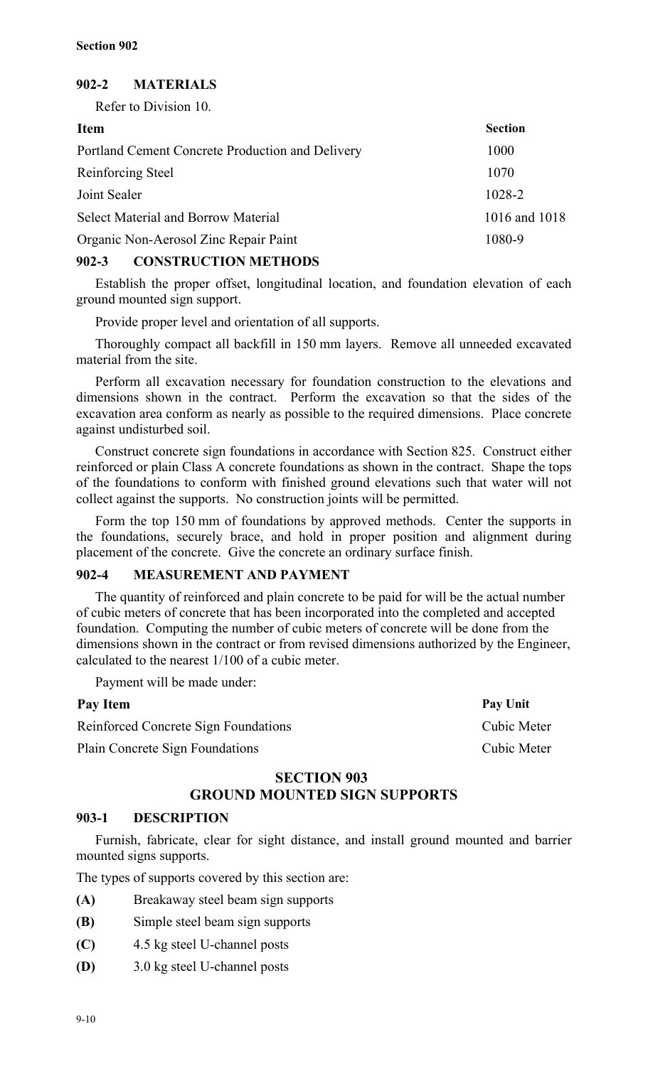## 902-2 MATERIALS

Refer to Division 10.

| Item | Section |
| --- | --- |
| Portland Cement Concrete Production and Delivery | 1000 |
| Reinforcing Steel | 1070 |
| Joint Sealer | 1028-2 |
| Select Material and Borrow Material | 1016 and 1018 |
| Organic Non-Aerosol Zinc Repair Paint | 1080-9 |

## 902-3 CONSTRUCTION METHODS

Establish the proper offset, longitudinal location, and foundation elevation of each ground mounted sign support.

Provide proper level and orientation of all supports.

Thoroughly compact all backfill in 150 mm layers. Remove all unneeded excavated material from the site.

Perform all excavation necessary for foundation construction to the elevations and dimensions shown in the contract. Perform the excavation so that the sides of the excavation area conform as nearly as possible to the required dimensions. Place concrete against undisturbed soil.

Construct concrete sign foundations in accordance with Section 825. Construct either reinforced or plain Class A concrete foundations as shown in the contract. Shape the tops of the foundations to conform with finished ground elevations such that water will not collect against the supports. No construction joints will be permitted.

Form the top 150 mm of foundations by approved methods. Center the supports in the foundations, securely brace, and hold in proper position and alignment during placement of the concrete. Give the concrete an ordinary surface finish.

## 902-4 MEASUREMENT AND PAYMENT

The quantity of reinforced and plain concrete to be paid for will be the actual number of cubic meters of concrete that has been incorporated into the completed and accepted foundation. Computing the number of cubic meters of concrete will be done from the dimensions shown in the contract or from revised dimensions authorized by the Engineer, calculated to the nearest 1/100 of a cubic meter.

Payment will be made under:

| Pay Item | Pay Unit |
| --- | --- |
| Reinforced Concrete Sign Foundations | Cubic Meter |
| Plain Concrete Sign Foundations | Cubic Meter |

# SECTION 903
# GROUND MOUNTED SIGN SUPPORTS

## 903-1 DESCRIPTION

Furnish, fabricate, clear for sight distance, and install ground mounted and barrier mounted signs supports.

The types of supports covered by this section are:

**(A)** Breakaway steel beam sign supports

**(B)** Simple steel beam sign supports

**(C)** 4.5 kg steel U-channel posts

**(D)** 3.0 kg steel U-channel posts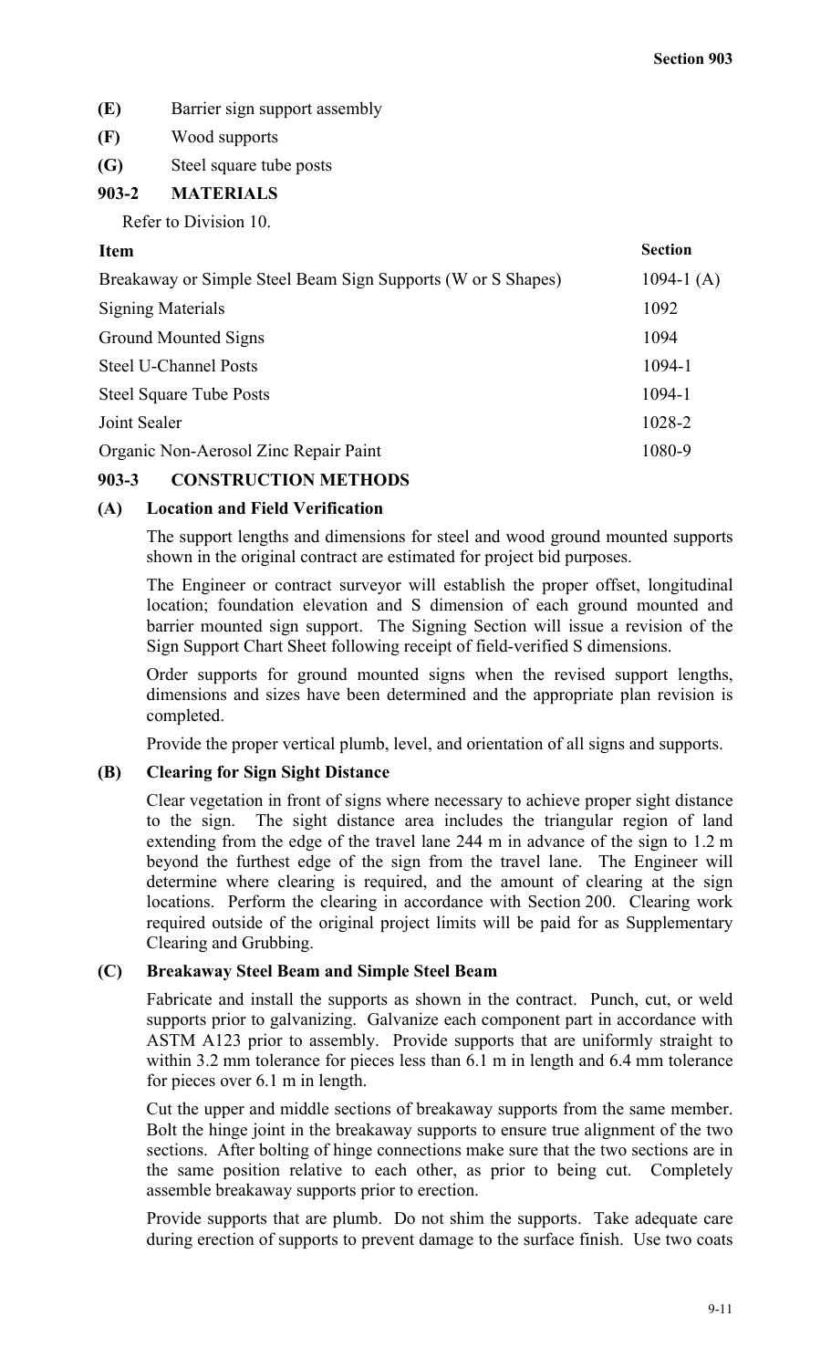**(E)** Barrier sign support assembly

**(F)** Wood supports

**(G)** Steel square tube posts

## 903-2 MATERIALS

Refer to Division 10.

| Item | Section |
|---|---|
| Breakaway or Simple Steel Beam Sign Supports (W or S Shapes) | 1094-1 (A) |
| Signing Materials | 1092 |
| Ground Mounted Signs | 1094 |
| Steel U-Channel Posts | 1094-1 |
| Steel Square Tube Posts | 1094-1 |
| Joint Sealer | 1028-2 |
| Organic Non-Aerosol Zinc Repair Paint | 1080-9 |

## 903-3 CONSTRUCTION METHODS

### (A) Location and Field Verification

The support lengths and dimensions for steel and wood ground mounted supports shown in the original contract are estimated for project bid purposes.

The Engineer or contract surveyor will establish the proper offset, longitudinal location; foundation elevation and S dimension of each ground mounted and barrier mounted sign support. The Signing Section will issue a revision of the Sign Support Chart Sheet following receipt of field-verified S dimensions.

Order supports for ground mounted signs when the revised support lengths, dimensions and sizes have been determined and the appropriate plan revision is completed.

Provide the proper vertical plumb, level, and orientation of all signs and supports.

### (B) Clearing for Sign Sight Distance

Clear vegetation in front of signs where necessary to achieve proper sight distance to the sign. The sight distance area includes the triangular region of land extending from the edge of the travel lane 244 m in advance of the sign to 1.2 m beyond the furthest edge of the sign from the travel lane. The Engineer will determine where clearing is required, and the amount of clearing at the sign locations. Perform the clearing in accordance with Section 200. Clearing work required outside of the original project limits will be paid for as Supplementary Clearing and Grubbing.

### (C) Breakaway Steel Beam and Simple Steel Beam

Fabricate and install the supports as shown in the contract. Punch, cut, or weld supports prior to galvanizing. Galvanize each component part in accordance with ASTM A123 prior to assembly. Provide supports that are uniformly straight to within 3.2 mm tolerance for pieces less than 6.1 m in length and 6.4 mm tolerance for pieces over 6.1 m in length.

Cut the upper and middle sections of breakaway supports from the same member. Bolt the hinge joint in the breakaway supports to ensure true alignment of the two sections. After bolting of hinge connections make sure that the two sections are in the same position relative to each other, as prior to being cut. Completely assemble breakaway supports prior to erection.

Provide supports that are plumb. Do not shim the supports. Take adequate care during erection of supports to prevent damage to the surface finish. Use two coats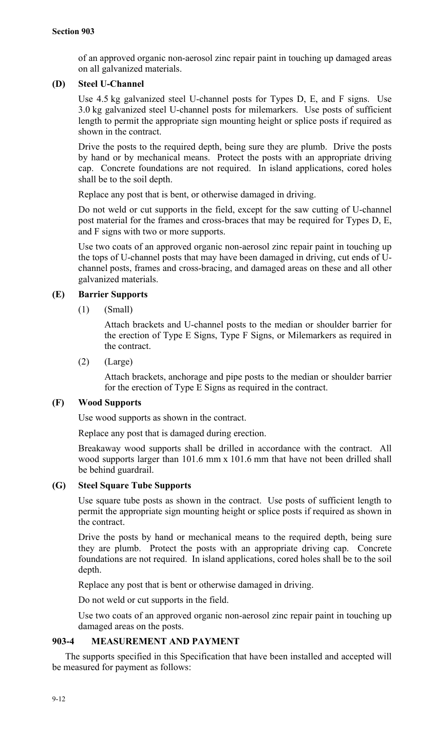of an approved organic non-aerosol zinc repair paint in touching up damaged areas on all galvanized materials.

**(D) Steel U-Channel**

Use 4.5 kg galvanized steel U-channel posts for Types D, E, and F signs. Use 3.0 kg galvanized steel U-channel posts for milemarkers. Use posts of sufficient length to permit the appropriate sign mounting height or splice posts if required as shown in the contract.

Drive the posts to the required depth, being sure they are plumb. Drive the posts by hand or by mechanical means. Protect the posts with an appropriate driving cap. Concrete foundations are not required. In island applications, cored holes shall be to the soil depth.

Replace any post that is bent, or otherwise damaged in driving.

Do not weld or cut supports in the field, except for the saw cutting of U-channel post material for the frames and cross-braces that may be required for Types D, E, and F signs with two or more supports.

Use two coats of an approved organic non-aerosol zinc repair paint in touching up the tops of U-channel posts that may have been damaged in driving, cut ends of U-channel posts, frames and cross-bracing, and damaged areas on these and all other galvanized materials.

**(E) Barrier Supports**

(1) (Small)

Attach brackets and U-channel posts to the median or shoulder barrier for the erection of Type E Signs, Type F Signs, or Milemarkers as required in the contract.

(2) (Large)

Attach brackets, anchorage and pipe posts to the median or shoulder barrier for the erection of Type E Signs as required in the contract.

**(F) Wood Supports**

Use wood supports as shown in the contract.

Replace any post that is damaged during erection.

Breakaway wood supports shall be drilled in accordance with the contract. All wood supports larger than 101.6 mm x 101.6 mm that have not been drilled shall be behind guardrail.

**(G) Steel Square Tube Supports**

Use square tube posts as shown in the contract. Use posts of sufficient length to permit the appropriate sign mounting height or splice posts if required as shown in the contract.

Drive the posts by hand or mechanical means to the required depth, being sure they are plumb. Protect the posts with an appropriate driving cap. Concrete foundations are not required. In island applications, cored holes shall be to the soil depth.

Replace any post that is bent or otherwise damaged in driving.

Do not weld or cut supports in the field.

Use two coats of an approved organic non-aerosol zinc repair paint in touching up damaged areas on the posts.

## 903-4 MEASUREMENT AND PAYMENT

The supports specified in this Specification that have been installed and accepted will be measured for payment as follows: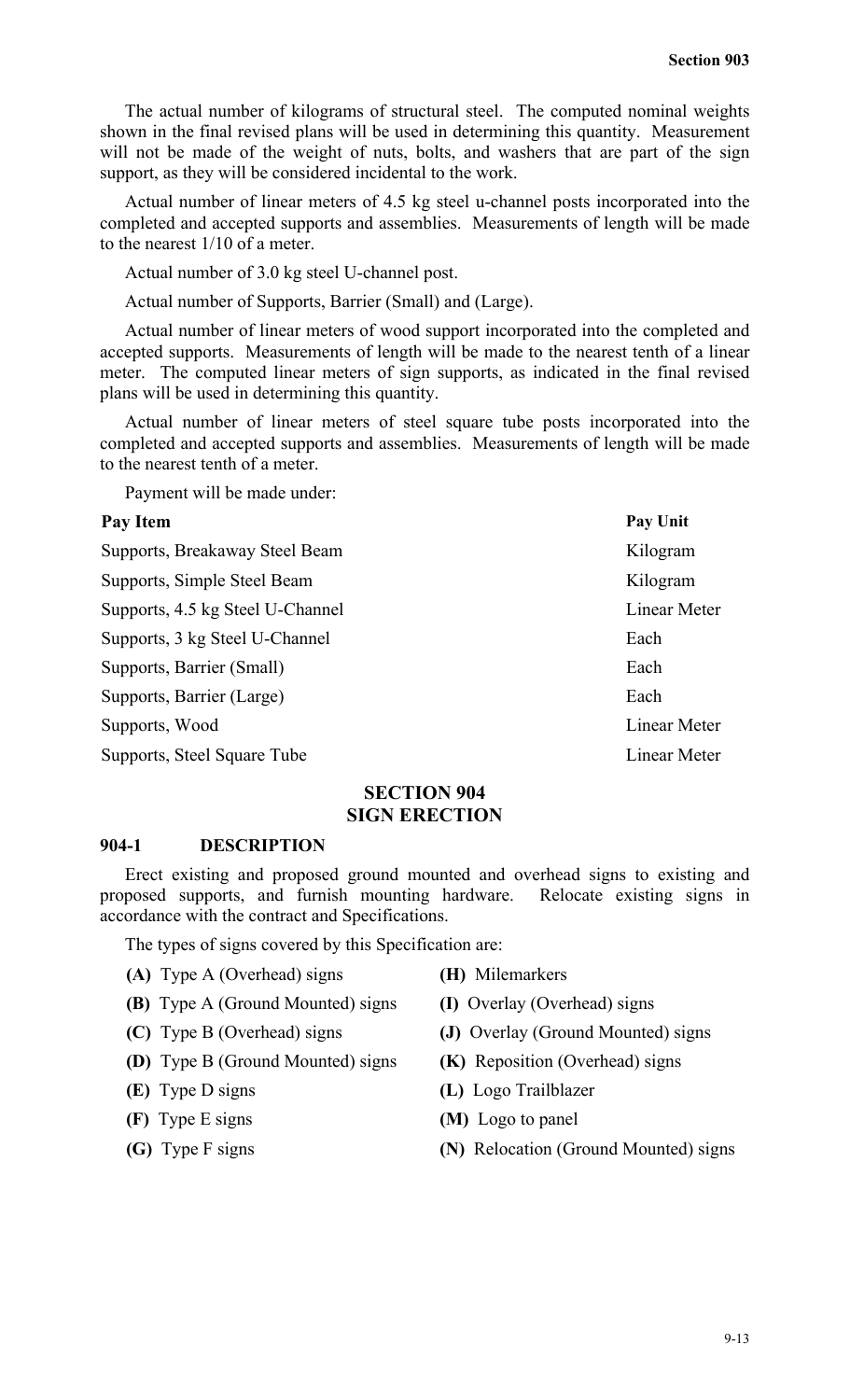The actual number of kilograms of structural steel. The computed nominal weights shown in the final revised plans will be used in determining this quantity. Measurement will not be made of the weight of nuts, bolts, and washers that are part of the sign support, as they will be considered incidental to the work.

Actual number of linear meters of 4.5 kg steel u-channel posts incorporated into the completed and accepted supports and assemblies. Measurements of length will be made to the nearest 1/10 of a meter.

Actual number of 3.0 kg steel U-channel post.

Actual number of Supports, Barrier (Small) and (Large).

Actual number of linear meters of wood support incorporated into the completed and accepted supports. Measurements of length will be made to the nearest tenth of a linear meter. The computed linear meters of sign supports, as indicated in the final revised plans will be used in determining this quantity.

Actual number of linear meters of steel square tube posts incorporated into the completed and accepted supports and assemblies. Measurements of length will be made to the nearest tenth of a meter.

Payment will be made under:

| Pay Item | Pay Unit |
|---|---|
| Supports, Breakaway Steel Beam | Kilogram |
| Supports, Simple Steel Beam | Kilogram |
| Supports, 4.5 kg Steel U-Channel | Linear Meter |
| Supports, 3 kg Steel U-Channel | Each |
| Supports, Barrier (Small) | Each |
| Supports, Barrier (Large) | Each |
| Supports, Wood | Linear Meter |
| Supports, Steel Square Tube | Linear Meter |

# SECTION 904
# SIGN ERECTION

## 904-1 DESCRIPTION

Erect existing and proposed ground mounted and overhead signs to existing and proposed supports, and furnish mounting hardware. Relocate existing signs in accordance with the contract and Specifications.

The types of signs covered by this Specification are:

- **(A)** Type A (Overhead) signs
- **(B)** Type A (Ground Mounted) signs
- **(C)** Type B (Overhead) signs
- **(D)** Type B (Ground Mounted) signs
- **(E)** Type D signs
- **(F)** Type E signs
- **(G)** Type F signs
- **(H)** Milemarkers
- **(I)** Overlay (Overhead) signs
- **(J)** Overlay (Ground Mounted) signs
- **(K)** Reposition (Overhead) signs
- **(L)** Logo Trailblazer
- **(M)** Logo to panel
- **(N)** Relocation (Ground Mounted) signs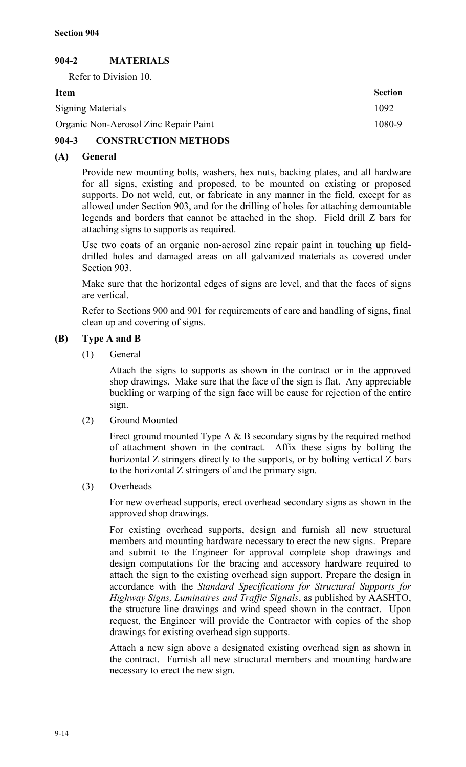## 904-2 MATERIALS

Refer to Division 10.

| Item | Section |
|---|---|
| Signing Materials | 1092 |
| Organic Non-Aerosol Zinc Repair Paint | 1080-9 |

## 904-3 CONSTRUCTION METHODS

### (A) General

Provide new mounting bolts, washers, hex nuts, backing plates, and all hardware for all signs, existing and proposed, to be mounted on existing or proposed supports. Do not weld, cut, or fabricate in any manner in the field, except for as allowed under Section 903, and for the drilling of holes for attaching demountable legends and borders that cannot be attached in the shop. Field drill Z bars for attaching signs to supports as required.

Use two coats of an organic non-aerosol zinc repair paint in touching up field-drilled holes and damaged areas on all galvanized materials as covered under Section 903.

Make sure that the horizontal edges of signs are level, and that the faces of signs are vertical.

Refer to Sections 900 and 901 for requirements of care and handling of signs, final clean up and covering of signs.

### (B) Type A and B

(1) General

Attach the signs to supports as shown in the contract or in the approved shop drawings. Make sure that the face of the sign is flat. Any appreciable buckling or warping of the sign face will be cause for rejection of the entire sign.

(2) Ground Mounted

Erect ground mounted Type A & B secondary signs by the required method of attachment shown in the contract. Affix these signs by bolting the horizontal Z stringers directly to the supports, or by bolting vertical Z bars to the horizontal Z stringers of and the primary sign.

(3) Overheads

For new overhead supports, erect overhead secondary signs as shown in the approved shop drawings.

For existing overhead supports, design and furnish all new structural members and mounting hardware necessary to erect the new signs. Prepare and submit to the Engineer for approval complete shop drawings and design computations for the bracing and accessory hardware required to attach the sign to the existing overhead sign support. Prepare the design in accordance with the *Standard Specifications for Structural Supports for Highway Signs, Luminaires and Traffic Signals*, as published by AASHTO, the structure line drawings and wind speed shown in the contract. Upon request, the Engineer will provide the Contractor with copies of the shop drawings for existing overhead sign supports.

Attach a new sign above a designated existing overhead sign as shown in the contract. Furnish all new structural members and mounting hardware necessary to erect the new sign.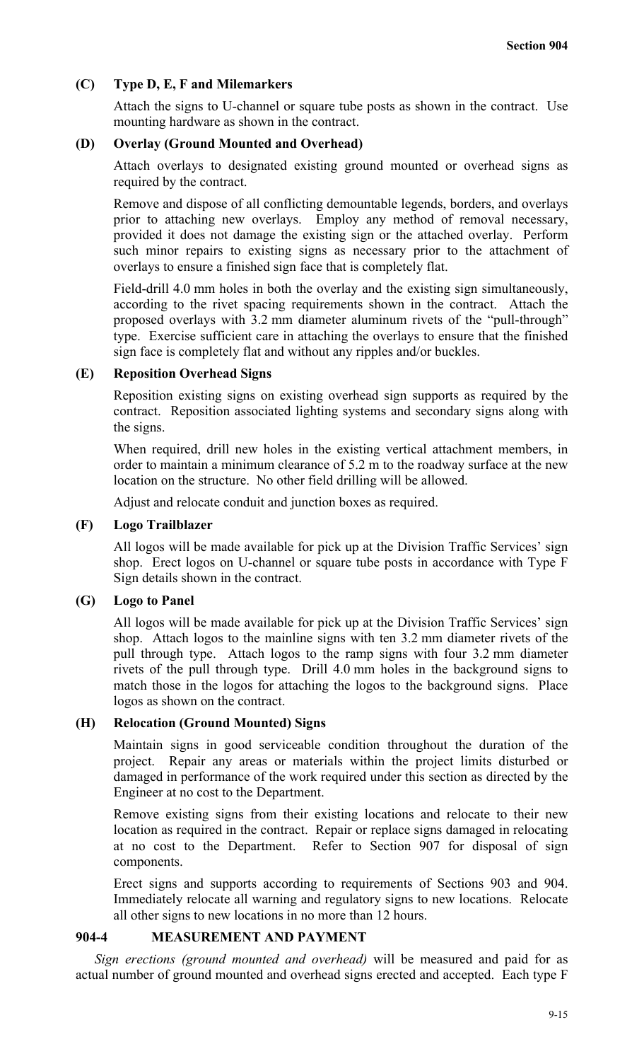### (C) Type D, E, F and Milemarkers

Attach the signs to U-channel or square tube posts as shown in the contract. Use mounting hardware as shown in the contract.

### (D) Overlay (Ground Mounted and Overhead)

Attach overlays to designated existing ground mounted or overhead signs as required by the contract.

Remove and dispose of all conflicting demountable legends, borders, and overlays prior to attaching new overlays. Employ any method of removal necessary, provided it does not damage the existing sign or the attached overlay. Perform such minor repairs to existing signs as necessary prior to the attachment of overlays to ensure a finished sign face that is completely flat.

Field-drill 4.0 mm holes in both the overlay and the existing sign simultaneously, according to the rivet spacing requirements shown in the contract. Attach the proposed overlays with 3.2 mm diameter aluminum rivets of the "pull-through" type. Exercise sufficient care in attaching the overlays to ensure that the finished sign face is completely flat and without any ripples and/or buckles.

### (E) Reposition Overhead Signs

Reposition existing signs on existing overhead sign supports as required by the contract. Reposition associated lighting systems and secondary signs along with the signs.

When required, drill new holes in the existing vertical attachment members, in order to maintain a minimum clearance of 5.2 m to the roadway surface at the new location on the structure. No other field drilling will be allowed.

Adjust and relocate conduit and junction boxes as required.

### (F) Logo Trailblazer

All logos will be made available for pick up at the Division Traffic Services' sign shop. Erect logos on U-channel or square tube posts in accordance with Type F Sign details shown in the contract.

### (G) Logo to Panel

All logos will be made available for pick up at the Division Traffic Services' sign shop. Attach logos to the mainline signs with ten 3.2 mm diameter rivets of the pull through type. Attach logos to the ramp signs with four 3.2 mm diameter rivets of the pull through type. Drill 4.0 mm holes in the background signs to match those in the logos for attaching the logos to the background signs. Place logos as shown on the contract.

### (H) Relocation (Ground Mounted) Signs

Maintain signs in good serviceable condition throughout the duration of the project. Repair any areas or materials within the project limits disturbed or damaged in performance of the work required under this section as directed by the Engineer at no cost to the Department.

Remove existing signs from their existing locations and relocate to their new location as required in the contract. Repair or replace signs damaged in relocating at no cost to the Department. Refer to Section 907 for disposal of sign components.

Erect signs and supports according to requirements of Sections 903 and 904. Immediately relocate all warning and regulatory signs to new locations. Relocate all other signs to new locations in no more than 12 hours.

## 904-4 MEASUREMENT AND PAYMENT

*Sign erections (ground mounted and overhead)* will be measured and paid for as actual number of ground mounted and overhead signs erected and accepted. Each type F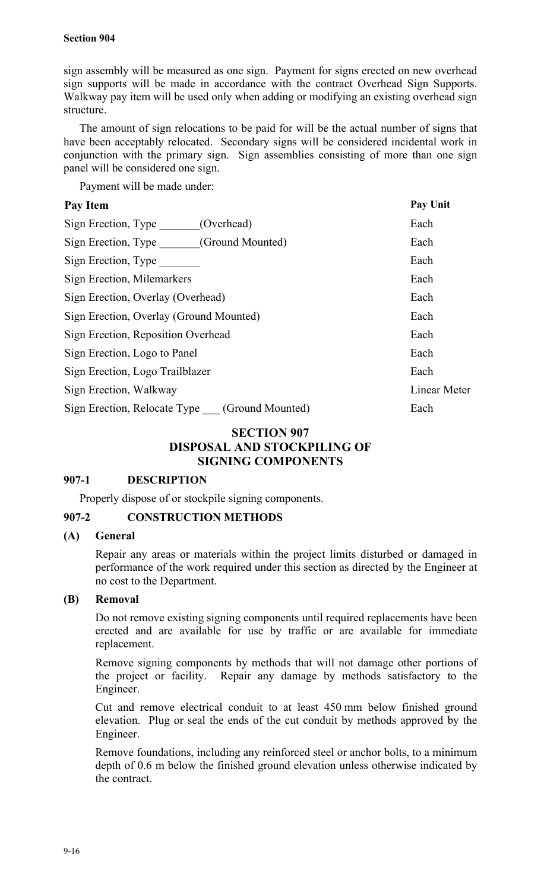sign assembly will be measured as one sign. Payment for signs erected on new overhead sign supports will be made in accordance with the contract Overhead Sign Supports. Walkway pay item will be used only when adding or modifying an existing overhead sign structure.

The amount of sign relocations to be paid for will be the actual number of signs that have been acceptably relocated. Secondary signs will be considered incidental work in conjunction with the primary sign. Sign assemblies consisting of more than one sign panel will be considered one sign.

Payment will be made under:

| Pay Item | Pay Unit |
|---|---|
| Sign Erection, Type _______(Overhead) | Each |
| Sign Erection, Type _______(Ground Mounted) | Each |
| Sign Erection, Type _______ | Each |
| Sign Erection, Milemarkers | Each |
| Sign Erection, Overlay (Overhead) | Each |
| Sign Erection, Overlay (Ground Mounted) | Each |
| Sign Erection, Reposition Overhead | Each |
| Sign Erection, Logo to Panel | Each |
| Sign Erection, Logo Trailblazer | Each |
| Sign Erection, Walkway | Linear Meter |
| Sign Erection, Relocate Type ___ (Ground Mounted) | Each |

# SECTION 907
# DISPOSAL AND STOCKPILING OF SIGNING COMPONENTS

## 907-1 DESCRIPTION

Properly dispose of or stockpile signing components.

## 907-2 CONSTRUCTION METHODS

### (A) General

Repair any areas or materials within the project limits disturbed or damaged in performance of the work required under this section as directed by the Engineer at no cost to the Department.

### (B) Removal

Do not remove existing signing components until required replacements have been erected and are available for use by traffic or are available for immediate replacement.

Remove signing components by methods that will not damage other portions of the project or facility. Repair any damage by methods satisfactory to the Engineer.

Cut and remove electrical conduit to at least 450 mm below finished ground elevation. Plug or seal the ends of the cut conduit by methods approved by the Engineer.

Remove foundations, including any reinforced steel or anchor bolts, to a minimum depth of 0.6 m below the finished ground elevation unless otherwise indicated by the contract.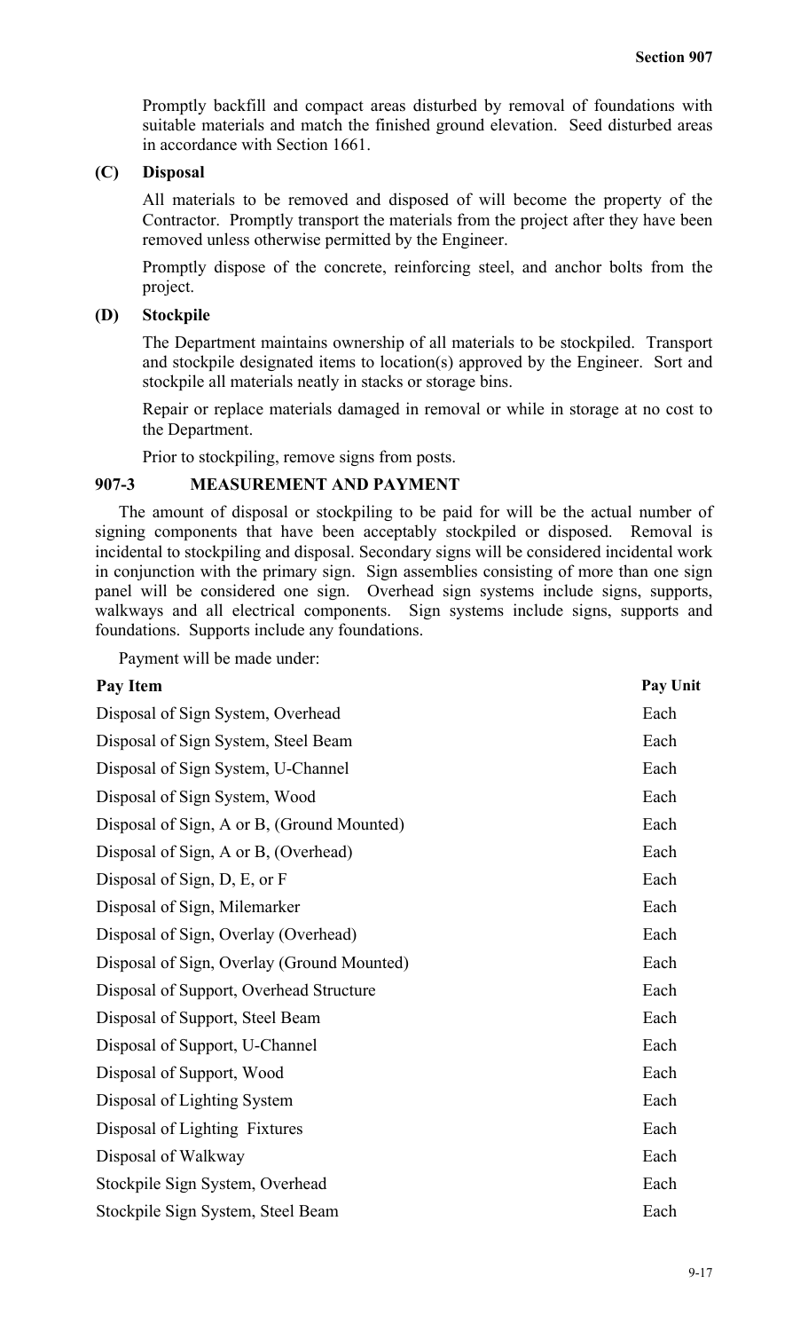Promptly backfill and compact areas disturbed by removal of foundations with suitable materials and match the finished ground elevation. Seed disturbed areas in accordance with Section 1661.

**(C) Disposal**

All materials to be removed and disposed of will become the property of the Contractor. Promptly transport the materials from the project after they have been removed unless otherwise permitted by the Engineer.

Promptly dispose of the concrete, reinforcing steel, and anchor bolts from the project.

**(D) Stockpile**

The Department maintains ownership of all materials to be stockpiled. Transport and stockpile designated items to location(s) approved by the Engineer. Sort and stockpile all materials neatly in stacks or storage bins.

Repair or replace materials damaged in removal or while in storage at no cost to the Department.

Prior to stockpiling, remove signs from posts.

## 907-3 MEASUREMENT AND PAYMENT

The amount of disposal or stockpiling to be paid for will be the actual number of signing components that have been acceptably stockpiled or disposed. Removal is incidental to stockpiling and disposal. Secondary signs will be considered incidental work in conjunction with the primary sign. Sign assemblies consisting of more than one sign panel will be considered one sign. Overhead sign systems include signs, supports, walkways and all electrical components. Sign systems include signs, supports and foundations. Supports include any foundations.

Payment will be made under:

| Pay Item | Pay Unit |
|---|---|
| Disposal of Sign System, Overhead | Each |
| Disposal of Sign System, Steel Beam | Each |
| Disposal of Sign System, U-Channel | Each |
| Disposal of Sign System, Wood | Each |
| Disposal of Sign, A or B, (Ground Mounted) | Each |
| Disposal of Sign, A or B, (Overhead) | Each |
| Disposal of Sign, D, E, or F | Each |
| Disposal of Sign, Milemarker | Each |
| Disposal of Sign, Overlay (Overhead) | Each |
| Disposal of Sign, Overlay (Ground Mounted) | Each |
| Disposal of Support, Overhead Structure | Each |
| Disposal of Support, Steel Beam | Each |
| Disposal of Support, U-Channel | Each |
| Disposal of Support, Wood | Each |
| Disposal of Lighting System | Each |
| Disposal of Lighting Fixtures | Each |
| Disposal of Walkway | Each |
| Stockpile Sign System, Overhead | Each |
| Stockpile Sign System, Steel Beam | Each |